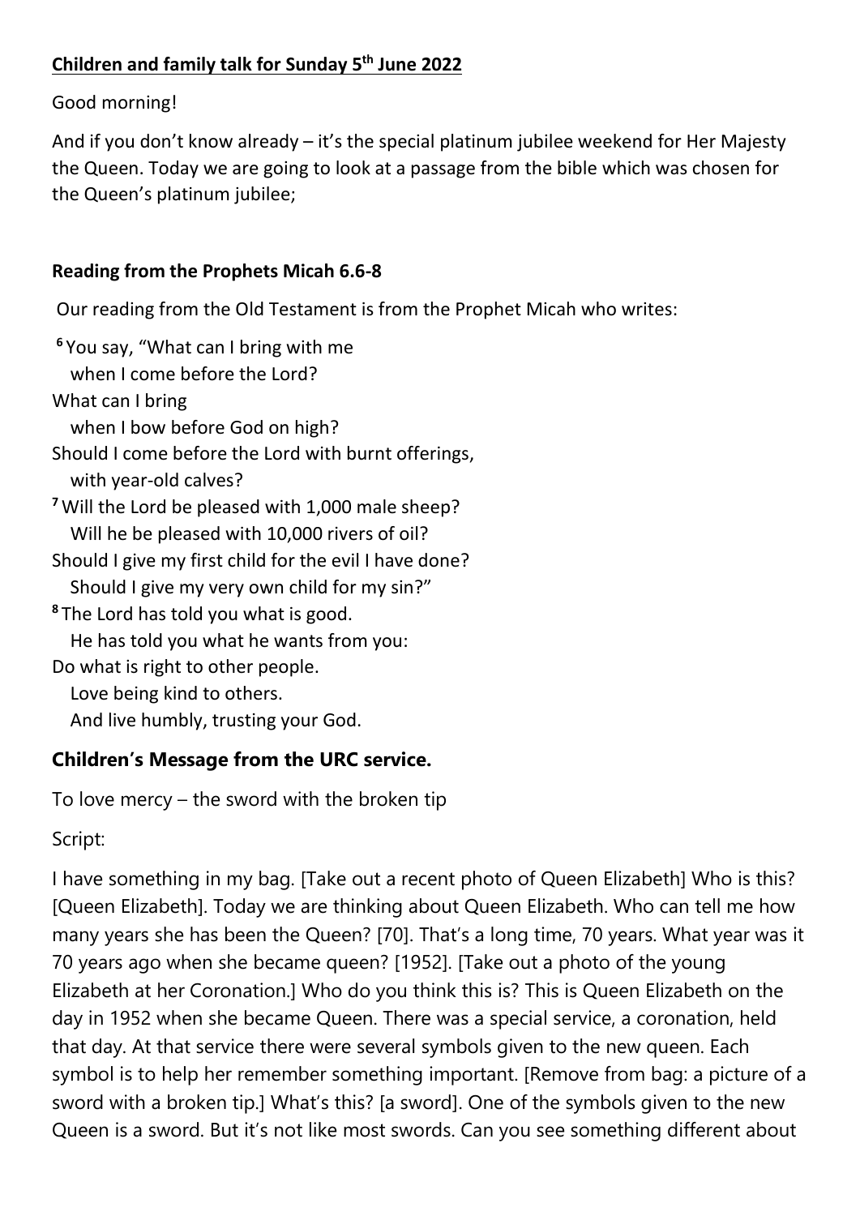## Children and family talk for Sunday 5th June 2022

Good morning!

And if you don't know already – it's the special platinum jubilee weekend for Her Majesty the Queen. Today we are going to look at a passage from the bible which was chosen for the Queen's platinum jubilee;

### Reading from the Prophets Micah 6.6-8

Our reading from the Old Testament is from the Prophet Micah who writes:

[6] You say, "What can I bring with me
  when I come before the Lord?
What can I bring
  when I bow before God on high?
Should I come before the Lord with burnt offerings,
  with year-old calves?
[7] Will the Lord be pleased with 1,000 male sheep?
  Will he be pleased with 10,000 rivers of oil?
Should I give my first child for the evil I have done?
  Should I give my very own child for my sin?"
[8] The Lord has told you what is good.
  He has told you what he wants from you:
Do what is right to other people.
  Love being kind to others.
  And live humbly, trusting your God.

## Children's Message from the URC service.

To love mercy – the sword with the broken tip

Script:

I have something in my bag. [Take out a recent photo of Queen Elizabeth] Who is this? [Queen Elizabeth]. Today we are thinking about Queen Elizabeth. Who can tell me how many years she has been the Queen? [70]. That's a long time, 70 years. What year was it 70 years ago when she became queen? [1952]. [Take out a photo of the young Elizabeth at her Coronation.] Who do you think this is? This is Queen Elizabeth on the day in 1952 when she became Queen. There was a special service, a coronation, held that day. At that service there were several symbols given to the new queen. Each symbol is to help her remember something important. [Remove from bag: a picture of a sword with a broken tip.] What's this? [a sword]. One of the symbols given to the new Queen is a sword. But it's not like most swords. Can you see something different about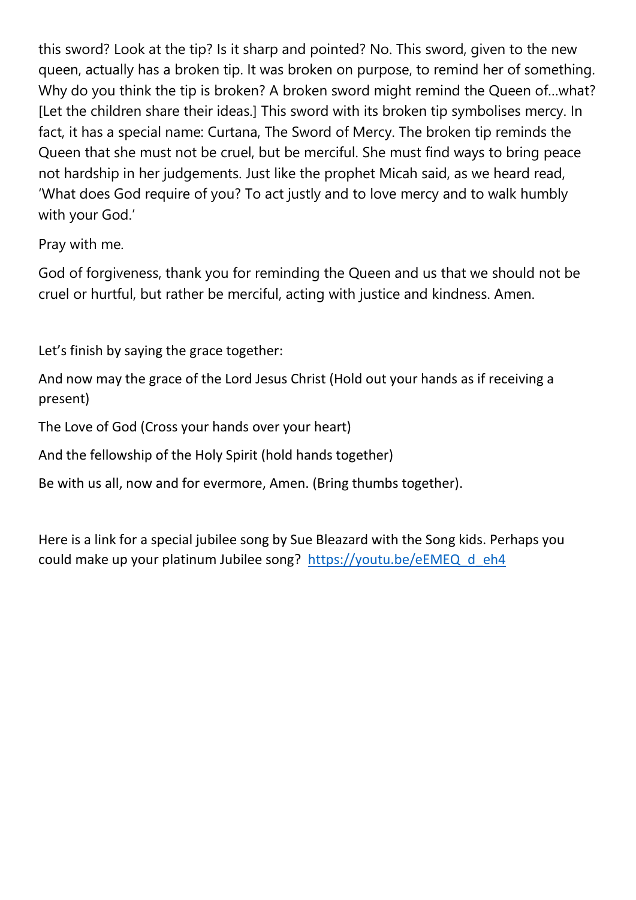this sword? Look at the tip? Is it sharp and pointed? No. This sword, given to the new queen, actually has a broken tip. It was broken on purpose, to remind her of something. Why do you think the tip is broken? A broken sword might remind the Queen of…what? [Let the children share their ideas.] This sword with its broken tip symbolises mercy. In fact, it has a special name: Curtana, The Sword of Mercy. The broken tip reminds the Queen that she must not be cruel, but be merciful. She must find ways to bring peace not hardship in her judgements. Just like the prophet Micah said, as we heard read, 'What does God require of you? To act justly and to love mercy and to walk humbly with your God.'

Pray with me.

God of forgiveness, thank you for reminding the Queen and us that we should not be cruel or hurtful, but rather be merciful, acting with justice and kindness. Amen.

Let's finish by saying the grace together:

And now may the grace of the Lord Jesus Christ (Hold out your hands as if receiving a present)

The Love of God (Cross your hands over your heart)

And the fellowship of the Holy Spirit (hold hands together)

Be with us all, now and for evermore, Amen. (Bring thumbs together).

Here is a link for a special jubilee song by Sue Bleazard with the Song kids. Perhaps you could make up your platinum Jubilee song? [https://youtu.be/eEMEQ_d_eh4](https://youtu.be/eEMEQ_d_eh4)